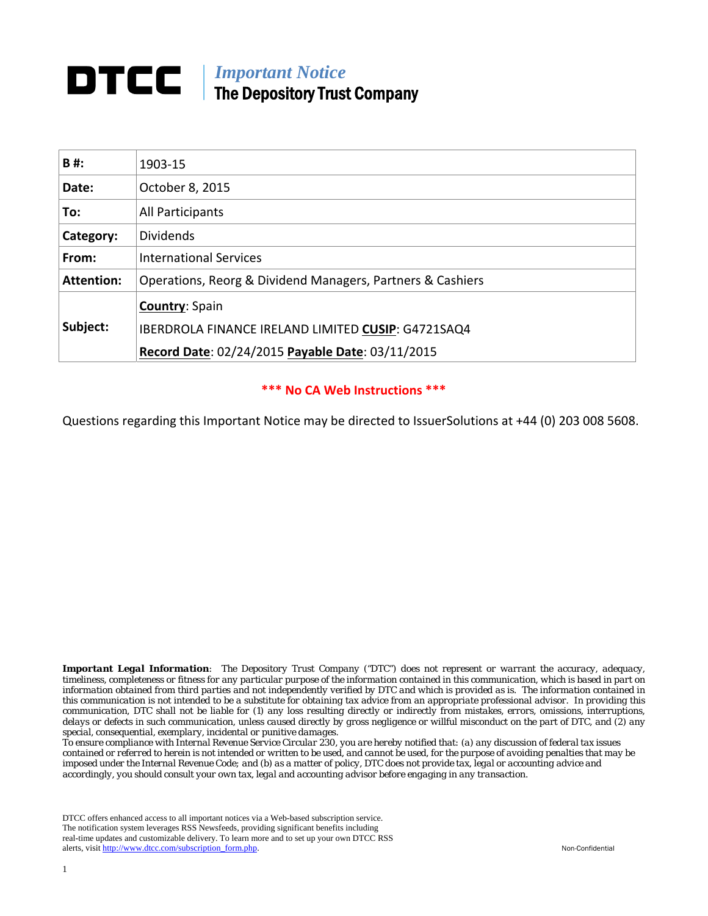# DTCC | *Important Notice* The Depository Trust Company

| **B #:** | 1903-15 |
|---|---|
| **Date:** | October 8, 2015 |
| **To:** | All Participants |
| **Category:** | Dividends |
| **From:** | International Services |
| **Attention:** | Operations, Reorg & Dividend Managers, Partners & Cashiers |
| **Subject:** | **Country**: Spain<br>IBERDROLA FINANCE IRELAND LIMITED **CUSIP**: G4721SAQ4<br>**Record Date**: 02/24/2015 **Payable Date**: 03/11/2015 |

**\*\*\* No CA Web Instructions \*\*\***

Questions regarding this Important Notice may be directed to IssuerSolutions at +44 (0) 203 008 5608.

***Important Legal Information***: The Depository Trust Company ("DTC") does not represent or warrant the accuracy, adequacy, timeliness, completeness or fitness for any particular purpose of the information contained in this communication, which is based in part on information obtained from third parties and not independently verified by DTC and which is provided as is. The information contained in this communication is not intended to be a substitute for obtaining tax advice from an appropriate professional advisor. In providing this communication, DTC shall not be liable for (1) any loss resulting directly or indirectly from mistakes, errors, omissions, interruptions, delays or defects in such communication, unless caused directly by gross negligence or willful misconduct on the part of DTC, and (2) any special, consequential, exemplary, incidental or punitive damages.
To ensure compliance with Internal Revenue Service Circular 230, you are hereby notified that: (a) any discussion of federal tax issues contained or referred to herein is not intended or written to be used, and cannot be used, for the purpose of avoiding penalties that may be imposed under the Internal Revenue Code; and (b) as a matter of policy, DTC does not provide tax, legal or accounting advice and accordingly, you should consult your own tax, legal and accounting advisor before engaging in any transaction.

DTCC offers enhanced access to all important notices via a Web-based subscription service. The notification system leverages RSS Newsfeeds, providing significant benefits including real-time updates and customizable delivery. To learn more and to set up your own DTCC RSS alerts, visit http://www.dtcc.com/subscription_form.php.

Non-Confidential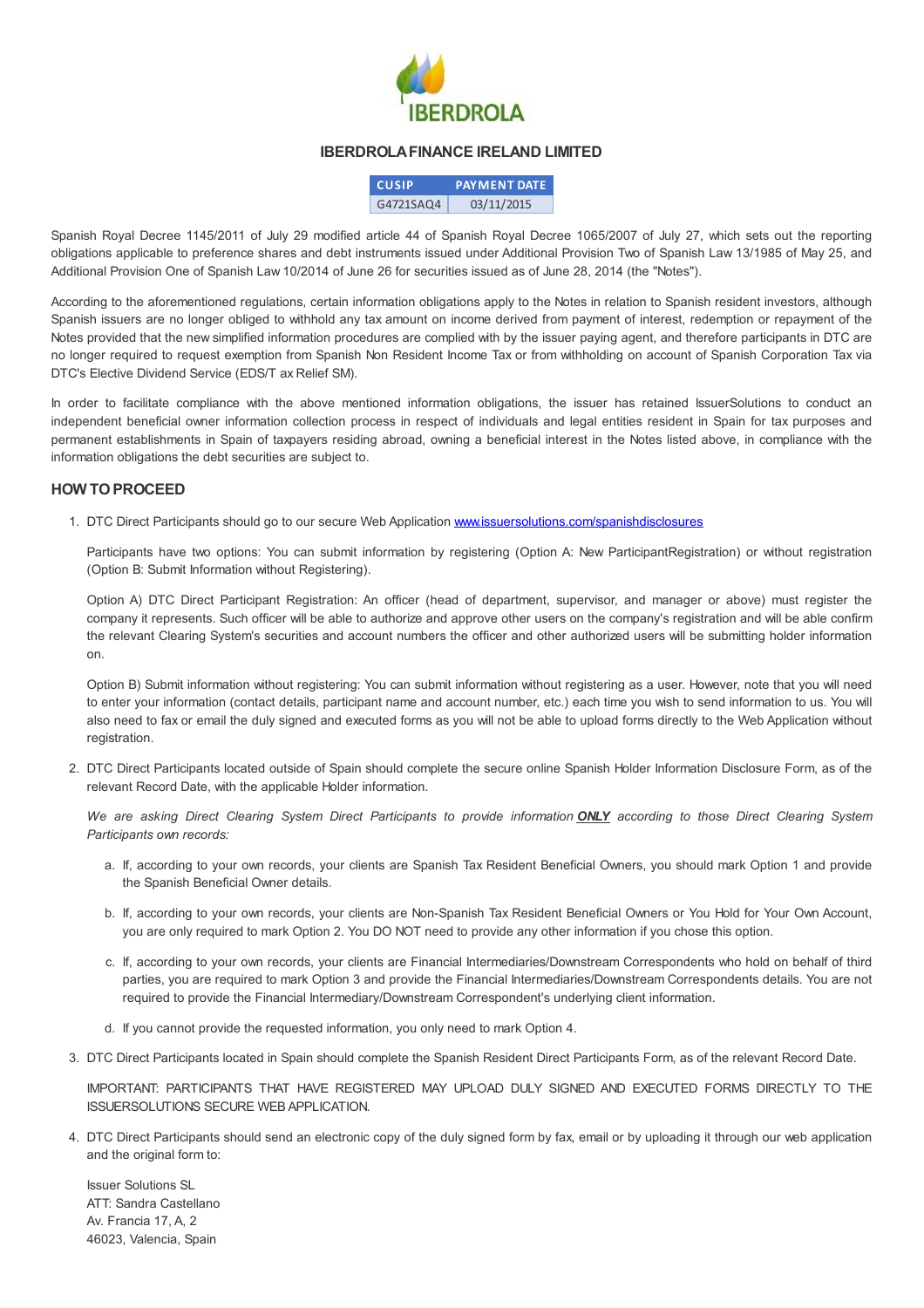# IBERDROLA FINANCE IRELAND LIMITED

| CUSIP | PAYMENT DATE |
|---|---|
| G4721SAQ4 | 03/11/2015 |

Spanish Royal Decree 1145/2011 of July 29 modified article 44 of Spanish Royal Decree 1065/2007 of July 27, which sets out the reporting obligations applicable to preference shares and debt instruments issued under Additional Provision Two of Spanish Law 13/1985 of May 25, and Additional Provision One of Spanish Law 10/2014 of June 26 for securities issued as of June 28, 2014 (the "Notes").

According to the aforementioned regulations, certain information obligations apply to the Notes in relation to Spanish resident investors, although Spanish issuers are no longer obliged to withhold any tax amount on income derived from payment of interest, redemption or repayment of the Notes provided that the new simplified information procedures are complied with by the issuer paying agent, and therefore participants in DTC are no longer required to request exemption from Spanish Non Resident Income Tax or from withholding on account of Spanish Corporation Tax via DTC's Elective Dividend Service (EDS/T ax Relief SM).

In order to facilitate compliance with the above mentioned information obligations, the issuer has retained IssuerSolutions to conduct an independent beneficial owner information collection process in respect of individuals and legal entities resident in Spain for tax purposes and permanent establishments in Spain of taxpayers residing abroad, owning a beneficial interest in the Notes listed above, in compliance with the information obligations the debt securities are subject to.

## HOW TO PROCEED

1. DTC Direct Participants should go to our secure Web Application [www.issuersolutions.com/spanishdisclosures](www.issuersolutions.com/spanishdisclosures)

   Participants have two options: You can submit information by registering (Option A: New ParticipantRegistration) or without registration (Option B: Submit Information without Registering).

   Option A) DTC Direct Participant Registration: An officer (head of department, supervisor, and manager or above) must register the company it represents. Such officer will be able to authorize and approve other users on the company's registration and will be able confirm the relevant Clearing System's securities and account numbers the officer and other authorized users will be submitting holder information on.

   Option B) Submit information without registering: You can submit information without registering as a user. However, note that you will need to enter your information (contact details, participant name and account number, etc.) each time you wish to send information to us. You will also need to fax or email the duly signed and executed forms as you will not be able to upload forms directly to the Web Application without registration.

2. DTC Direct Participants located outside of Spain should complete the secure online Spanish Holder Information Disclosure Form, as of the relevant Record Date, with the applicable Holder information.

   *We are asking Direct Clearing System Direct Participants to provide information* ***ONLY*** *according to those Direct Clearing System Participants own records:*

   a. If, according to your own records, your clients are Spanish Tax Resident Beneficial Owners, you should mark Option 1 and provide the Spanish Beneficial Owner details.

   b. If, according to your own records, your clients are Non-Spanish Tax Resident Beneficial Owners or You Hold for Your Own Account, you are only required to mark Option 2. You DO NOT need to provide any other information if you chose this option.

   c. If, according to your own records, your clients are Financial Intermediaries/Downstream Correspondents who hold on behalf of third parties, you are required to mark Option 3 and provide the Financial Intermediaries/Downstream Correspondents details. You are not required to provide the Financial Intermediary/Downstream Correspondent's underlying client information.

   d. If you cannot provide the requested information, you only need to mark Option 4.

3. DTC Direct Participants located in Spain should complete the Spanish Resident Direct Participants Form, as of the relevant Record Date.

   IMPORTANT: PARTICIPANTS THAT HAVE REGISTERED MAY UPLOAD DULY SIGNED AND EXECUTED FORMS DIRECTLY TO THE ISSUERSOLUTIONS SECURE WEB APPLICATION.

4. DTC Direct Participants should send an electronic copy of the duly signed form by fax, email or by uploading it through our web application and the original form to:

   Issuer Solutions SL
   ATT: Sandra Castellano
   Av. Francia 17, A, 2
   46023, Valencia, Spain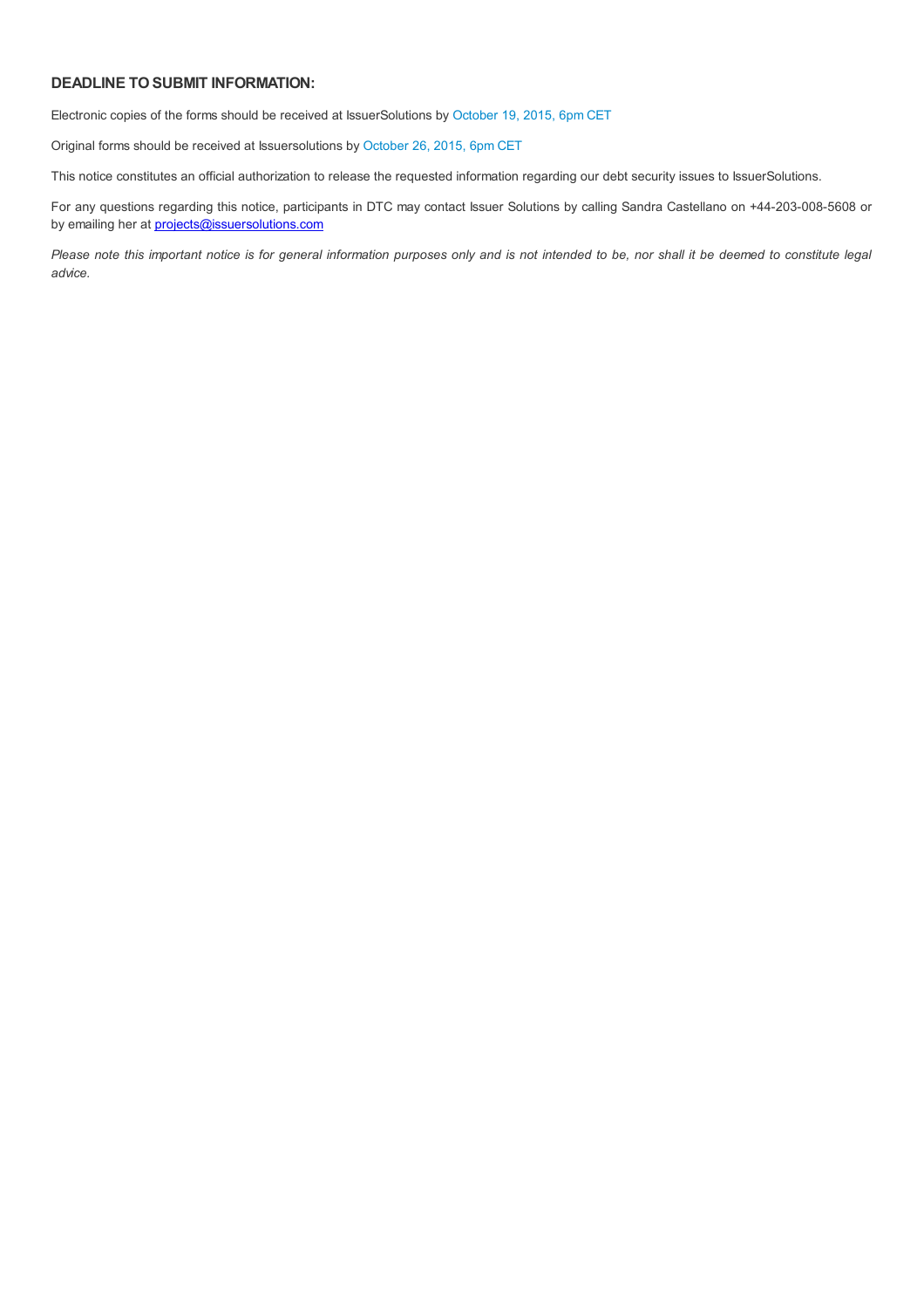### DEADLINE TO SUBMIT INFORMATION:

Electronic copies of the forms should be received at IssuerSolutions by October 19, 2015, 6pm CET

Original forms should be received at Issuersolutions by October 26, 2015, 6pm CET

This notice constitutes an official authorization to release the requested information regarding our debt security issues to IssuerSolutions.

For any questions regarding this notice, participants in DTC may contact Issuer Solutions by calling Sandra Castellano on +44-203-008-5608 or by emailing her at projects@issuersolutions.com

*Please note this important notice is for general information purposes only and is not intended to be, nor shall it be deemed to constitute legal advice.*